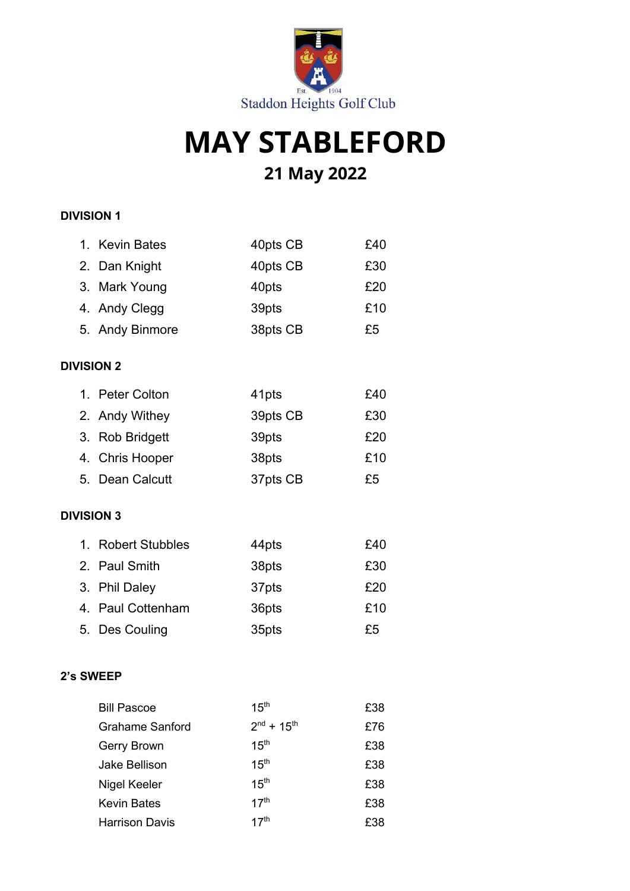Staddon Heights Golf Club

# MAY STABLEFORD

## 21 May 2022

### DIVISION 1

| | Name | Points | Prize |
|---|---|---|---|
| 1. | Kevin Bates | 40pts CB | £40 |
| 2. | Dan Knight | 40pts CB | £30 |
| 3. | Mark Young | 40pts | £20 |
| 4. | Andy Clegg | 39pts | £10 |
| 5. | Andy Binmore | 38pts CB | £5 |

### DIVISION 2

| | Name | Points | Prize |
|---|---|---|---|
| 1. | Peter Colton | 41pts | £40 |
| 2. | Andy Withey | 39pts CB | £30 |
| 3. | Rob Bridgett | 39pts | £20 |
| 4. | Chris Hooper | 38pts | £10 |
| 5. | Dean Calcutt | 37pts CB | £5 |

### DIVISION 3

| | Name | Points | Prize |
|---|---|---|---|
| 1. | Robert Stubbles | 44pts | £40 |
| 2. | Paul Smith | 38pts | £30 |
| 3. | Phil Daley | 37pts | £20 |
| 4. | Paul Cottenham | 36pts | £10 |
| 5. | Des Couling | 35pts | £5 |

### 2's SWEEP

| Name | Hole | Prize |
|---|---|---|
| Bill Pascoe | 15th | £38 |
| Grahame Sanford | 2nd + 15th | £76 |
| Gerry Brown | 15th | £38 |
| Jake Bellison | 15th | £38 |
| Nigel Keeler | 15th | £38 |
| Kevin Bates | 17th | £38 |
| Harrison Davis | 17th | £38 |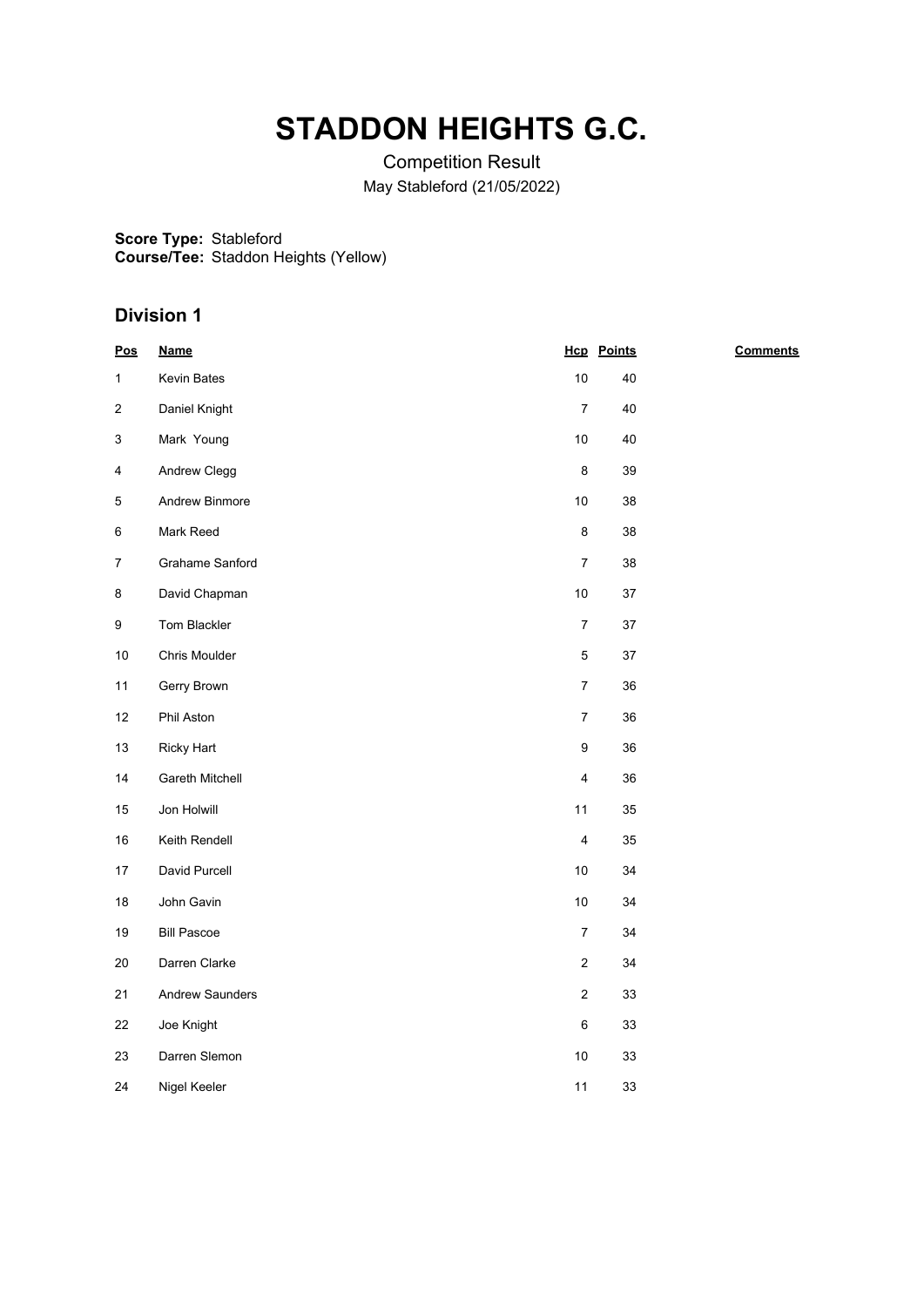# STADDON HEIGHTS G.C.

Competition Result

May Stableford (21/05/2022)

**Score Type:** Stableford
**Course/Tee:** Staddon Heights (Yellow)

## Division 1

| Pos | Name | Hcp | Points | Comments |
|---|---|---|---|---|
| 1 | Kevin Bates | 10 | 40 | |
| 2 | Daniel Knight | 7 | 40 | |
| 3 | Mark Young | 10 | 40 | |
| 4 | Andrew Clegg | 8 | 39 | |
| 5 | Andrew Binmore | 10 | 38 | |
| 6 | Mark Reed | 8 | 38 | |
| 7 | Grahame Sanford | 7 | 38 | |
| 8 | David Chapman | 10 | 37 | |
| 9 | Tom Blackler | 7 | 37 | |
| 10 | Chris Moulder | 5 | 37 | |
| 11 | Gerry Brown | 7 | 36 | |
| 12 | Phil Aston | 7 | 36 | |
| 13 | Ricky Hart | 9 | 36 | |
| 14 | Gareth Mitchell | 4 | 36 | |
| 15 | Jon Holwill | 11 | 35 | |
| 16 | Keith Rendell | 4 | 35 | |
| 17 | David Purcell | 10 | 34 | |
| 18 | John Gavin | 10 | 34 | |
| 19 | Bill Pascoe | 7 | 34 | |
| 20 | Darren Clarke | 2 | 34 | |
| 21 | Andrew Saunders | 2 | 33 | |
| 22 | Joe Knight | 6 | 33 | |
| 23 | Darren Slemon | 10 | 33 | |
| 24 | Nigel Keeler | 11 | 33 | |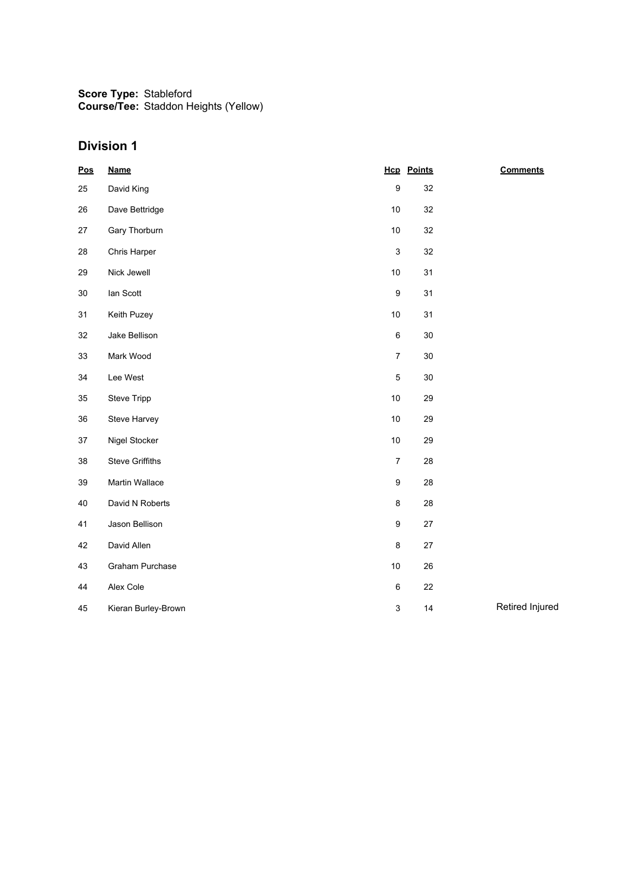**Score Type:** Stableford
**Course/Tee:** Staddon Heights (Yellow)

## Division 1

| Pos | Name | Hcp | Points | Comments |
|---|---|---|---|---|
| 25 | David King | 9 | 32 | |
| 26 | Dave Bettridge | 10 | 32 | |
| 27 | Gary Thorburn | 10 | 32 | |
| 28 | Chris Harper | 3 | 32 | |
| 29 | Nick Jewell | 10 | 31 | |
| 30 | Ian Scott | 9 | 31 | |
| 31 | Keith Puzey | 10 | 31 | |
| 32 | Jake Bellison | 6 | 30 | |
| 33 | Mark Wood | 7 | 30 | |
| 34 | Lee West | 5 | 30 | |
| 35 | Steve Tripp | 10 | 29 | |
| 36 | Steve Harvey | 10 | 29 | |
| 37 | Nigel Stocker | 10 | 29 | |
| 38 | Steve Griffiths | 7 | 28 | |
| 39 | Martin Wallace | 9 | 28 | |
| 40 | David N Roberts | 8 | 28 | |
| 41 | Jason Bellison | 9 | 27 | |
| 42 | David Allen | 8 | 27 | |
| 43 | Graham Purchase | 10 | 26 | |
| 44 | Alex Cole | 6 | 22 | |
| 45 | Kieran Burley-Brown | 3 | 14 | Retired Injured |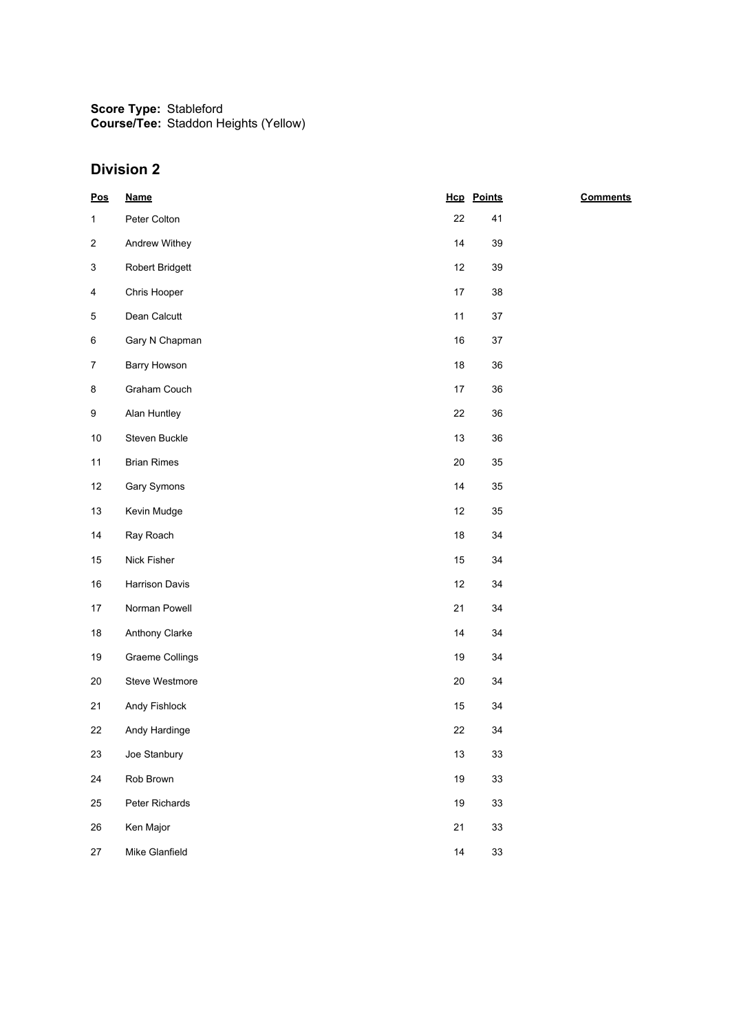**Score Type:** Stableford
**Course/Tee:** Staddon Heights (Yellow)

## Division 2

| Pos | Name | Hcp | Points | Comments |
|---|---|---|---|---|
| 1 | Peter Colton | 22 | 41 | |
| 2 | Andrew Withey | 14 | 39 | |
| 3 | Robert Bridgett | 12 | 39 | |
| 4 | Chris Hooper | 17 | 38 | |
| 5 | Dean Calcutt | 11 | 37 | |
| 6 | Gary N Chapman | 16 | 37 | |
| 7 | Barry Howson | 18 | 36 | |
| 8 | Graham Couch | 17 | 36 | |
| 9 | Alan Huntley | 22 | 36 | |
| 10 | Steven Buckle | 13 | 36 | |
| 11 | Brian Rimes | 20 | 35 | |
| 12 | Gary Symons | 14 | 35 | |
| 13 | Kevin Mudge | 12 | 35 | |
| 14 | Ray Roach | 18 | 34 | |
| 15 | Nick Fisher | 15 | 34 | |
| 16 | Harrison Davis | 12 | 34 | |
| 17 | Norman Powell | 21 | 34 | |
| 18 | Anthony Clarke | 14 | 34 | |
| 19 | Graeme Collings | 19 | 34 | |
| 20 | Steve Westmore | 20 | 34 | |
| 21 | Andy Fishlock | 15 | 34 | |
| 22 | Andy Hardinge | 22 | 34 | |
| 23 | Joe Stanbury | 13 | 33 | |
| 24 | Rob Brown | 19 | 33 | |
| 25 | Peter Richards | 19 | 33 | |
| 26 | Ken Major | 21 | 33 | |
| 27 | Mike Glanfield | 14 | 33 | |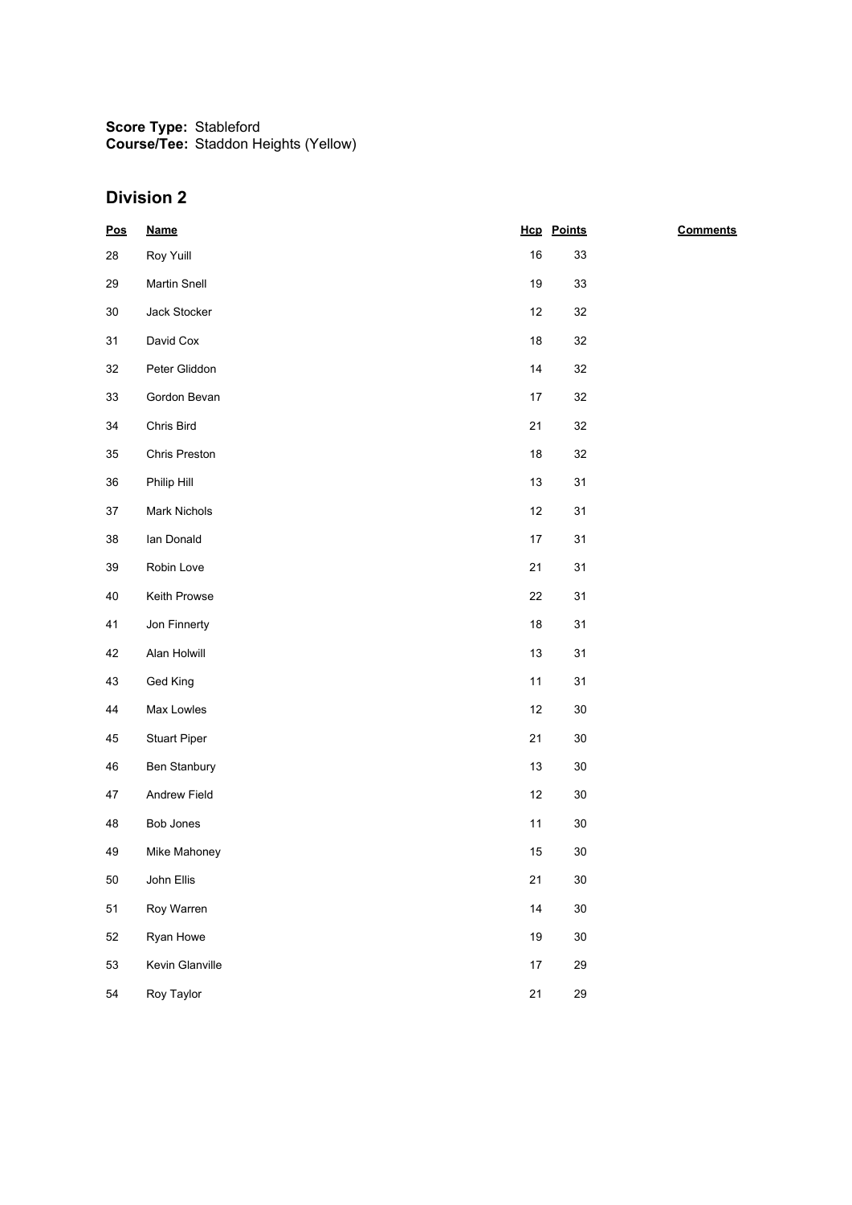**Score Type:** Stableford
**Course/Tee:** Staddon Heights (Yellow)

## Division 2

| Pos | Name | Hcp | Points | Comments |
|---|---|---|---|---|
| 28 | Roy Yuill | 16 | 33 | |
| 29 | Martin Snell | 19 | 33 | |
| 30 | Jack Stocker | 12 | 32 | |
| 31 | David Cox | 18 | 32 | |
| 32 | Peter Gliddon | 14 | 32 | |
| 33 | Gordon Bevan | 17 | 32 | |
| 34 | Chris Bird | 21 | 32 | |
| 35 | Chris Preston | 18 | 32 | |
| 36 | Philip Hill | 13 | 31 | |
| 37 | Mark Nichols | 12 | 31 | |
| 38 | Ian Donald | 17 | 31 | |
| 39 | Robin Love | 21 | 31 | |
| 40 | Keith Prowse | 22 | 31 | |
| 41 | Jon Finnerty | 18 | 31 | |
| 42 | Alan Holwill | 13 | 31 | |
| 43 | Ged King | 11 | 31 | |
| 44 | Max Lowles | 12 | 30 | |
| 45 | Stuart Piper | 21 | 30 | |
| 46 | Ben Stanbury | 13 | 30 | |
| 47 | Andrew Field | 12 | 30 | |
| 48 | Bob Jones | 11 | 30 | |
| 49 | Mike Mahoney | 15 | 30 | |
| 50 | John Ellis | 21 | 30 | |
| 51 | Roy Warren | 14 | 30 | |
| 52 | Ryan Howe | 19 | 30 | |
| 53 | Kevin Glanville | 17 | 29 | |
| 54 | Roy Taylor | 21 | 29 | |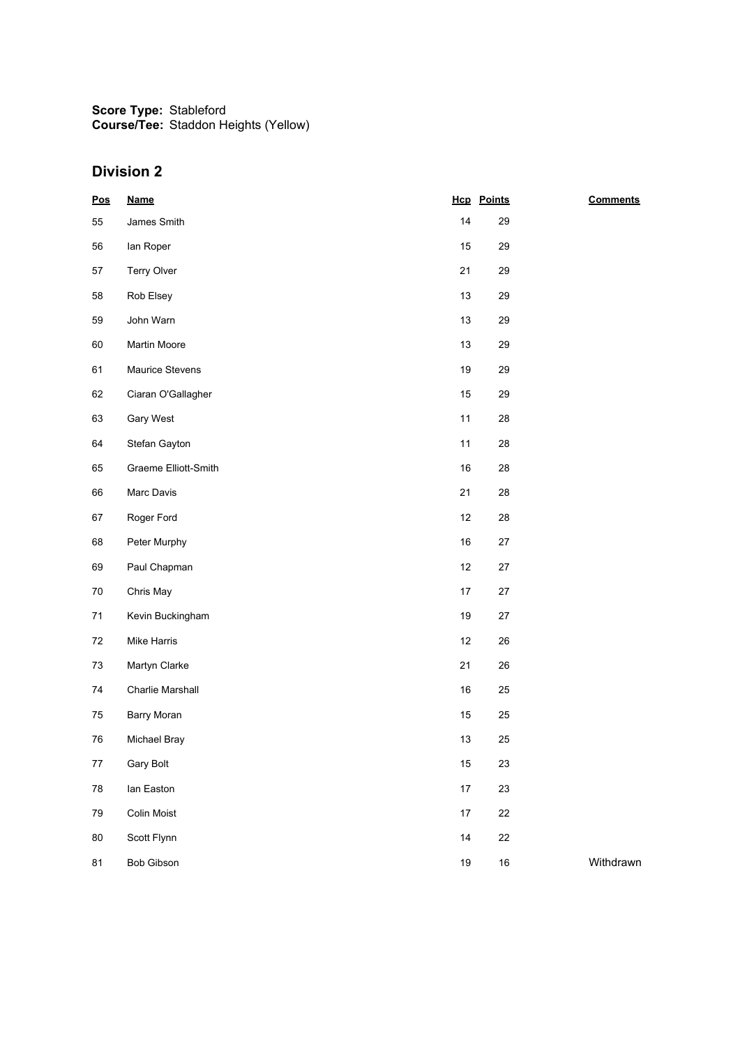**Score Type:** Stableford
**Course/Tee:** Staddon Heights (Yellow)

## Division 2

| Pos | Name | Hcp | Points | Comments |
|---|---|---|---|---|
| 55 | James Smith | 14 | 29 | |
| 56 | Ian Roper | 15 | 29 | |
| 57 | Terry Olver | 21 | 29 | |
| 58 | Rob Elsey | 13 | 29 | |
| 59 | John Warn | 13 | 29 | |
| 60 | Martin Moore | 13 | 29 | |
| 61 | Maurice Stevens | 19 | 29 | |
| 62 | Ciaran O'Gallagher | 15 | 29 | |
| 63 | Gary West | 11 | 28 | |
| 64 | Stefan Gayton | 11 | 28 | |
| 65 | Graeme Elliott-Smith | 16 | 28 | |
| 66 | Marc Davis | 21 | 28 | |
| 67 | Roger Ford | 12 | 28 | |
| 68 | Peter Murphy | 16 | 27 | |
| 69 | Paul Chapman | 12 | 27 | |
| 70 | Chris May | 17 | 27 | |
| 71 | Kevin Buckingham | 19 | 27 | |
| 72 | Mike Harris | 12 | 26 | |
| 73 | Martyn Clarke | 21 | 26 | |
| 74 | Charlie Marshall | 16 | 25 | |
| 75 | Barry Moran | 15 | 25 | |
| 76 | Michael Bray | 13 | 25 | |
| 77 | Gary Bolt | 15 | 23 | |
| 78 | Ian Easton | 17 | 23 | |
| 79 | Colin Moist | 17 | 22 | |
| 80 | Scott Flynn | 14 | 22 | |
| 81 | Bob Gibson | 19 | 16 | Withdrawn |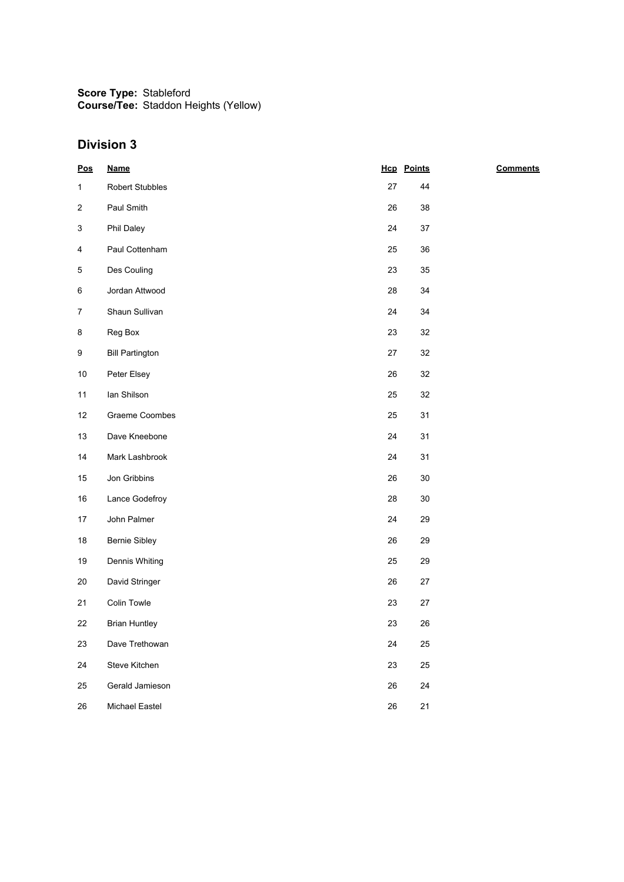**Score Type:** Stableford
**Course/Tee:** Staddon Heights (Yellow)

## Division 3

| Pos | Name | Hcp | Points | Comments |
|---|---|---|---|---|
| 1 | Robert Stubbles | 27 | 44 | |
| 2 | Paul Smith | 26 | 38 | |
| 3 | Phil Daley | 24 | 37 | |
| 4 | Paul Cottenham | 25 | 36 | |
| 5 | Des Couling | 23 | 35 | |
| 6 | Jordan Attwood | 28 | 34 | |
| 7 | Shaun Sullivan | 24 | 34 | |
| 8 | Reg Box | 23 | 32 | |
| 9 | Bill Partington | 27 | 32 | |
| 10 | Peter Elsey | 26 | 32 | |
| 11 | Ian Shilson | 25 | 32 | |
| 12 | Graeme Coombes | 25 | 31 | |
| 13 | Dave Kneebone | 24 | 31 | |
| 14 | Mark Lashbrook | 24 | 31 | |
| 15 | Jon Gribbins | 26 | 30 | |
| 16 | Lance Godefroy | 28 | 30 | |
| 17 | John Palmer | 24 | 29 | |
| 18 | Bernie Sibley | 26 | 29 | |
| 19 | Dennis Whiting | 25 | 29 | |
| 20 | David Stringer | 26 | 27 | |
| 21 | Colin Towle | 23 | 27 | |
| 22 | Brian Huntley | 23 | 26 | |
| 23 | Dave Trethowan | 24 | 25 | |
| 24 | Steve Kitchen | 23 | 25 | |
| 25 | Gerald Jamieson | 26 | 24 | |
| 26 | Michael Eastel | 26 | 21 | |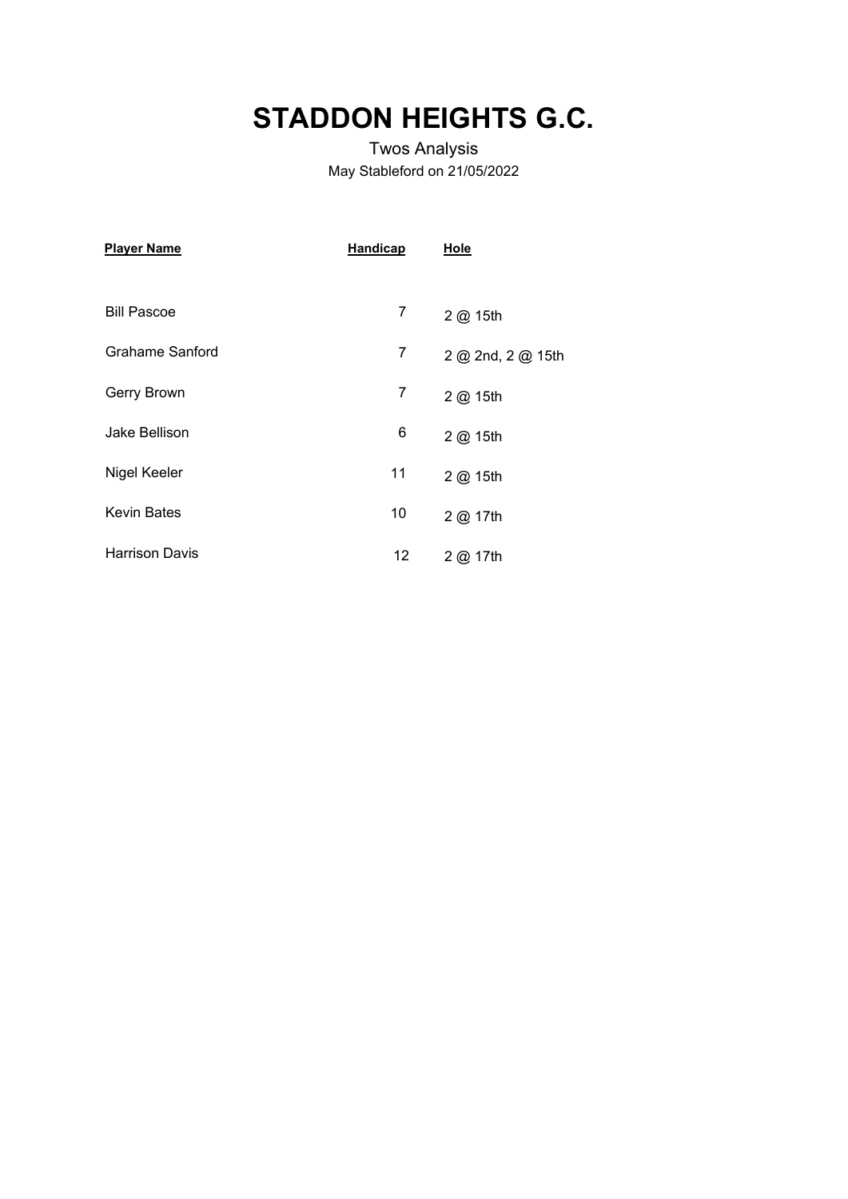# STADDON HEIGHTS G.C.

Twos Analysis

May Stableford on 21/05/2022

| Player Name | Handicap | Hole |
|---|---|---|
| Bill Pascoe | 7 | 2 @ 15th |
| Grahame Sanford | 7 | 2 @ 2nd, 2 @ 15th |
| Gerry Brown | 7 | 2 @ 15th |
| Jake Bellison | 6 | 2 @ 15th |
| Nigel Keeler | 11 | 2 @ 15th |
| Kevin Bates | 10 | 2 @ 17th |
| Harrison Davis | 12 | 2 @ 17th |